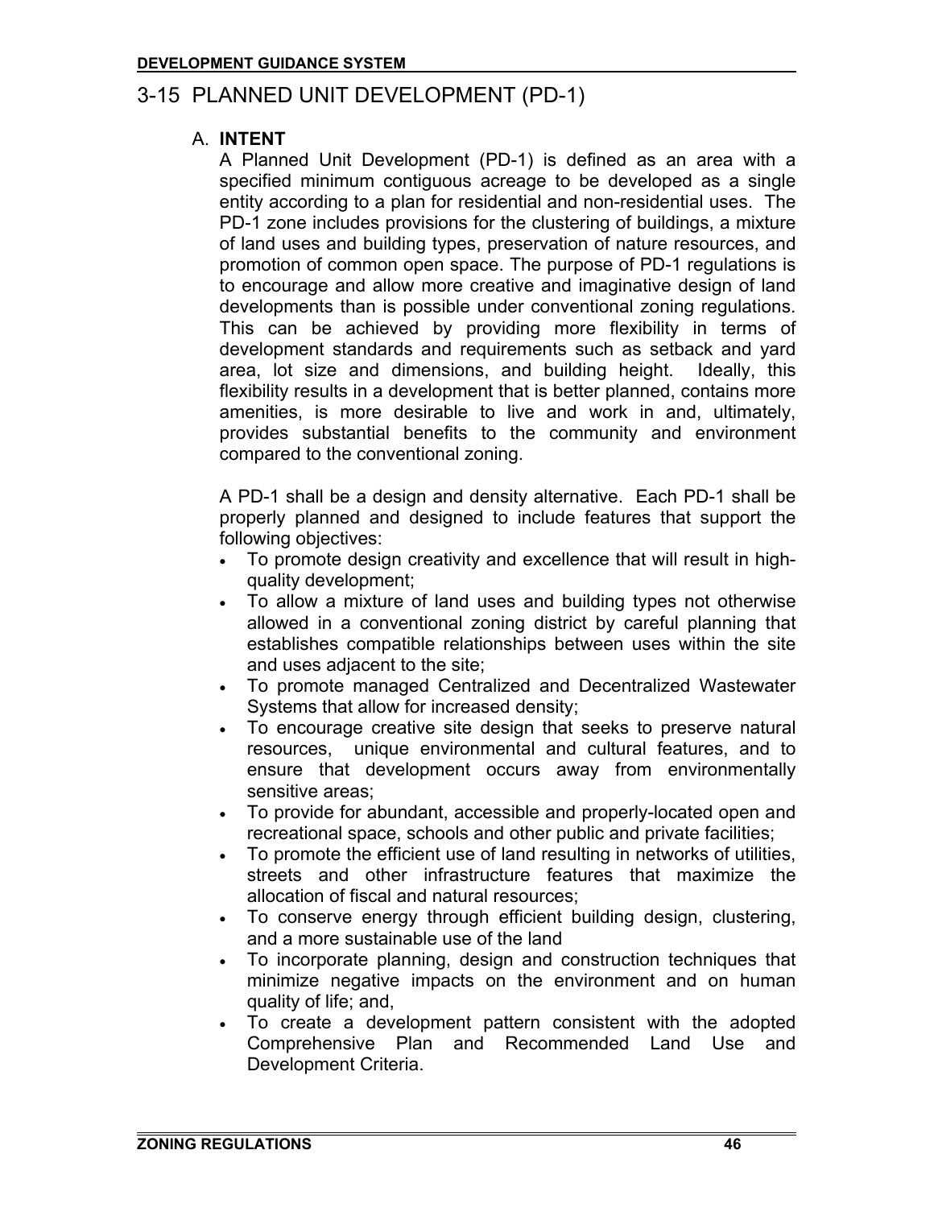# 3-15 PLANNED UNIT DEVELOPMENT (PD-1)

## A. INTENT

A Planned Unit Development (PD-1) is defined as an area with a specified minimum contiguous acreage to be developed as a single entity according to a plan for residential and non-residential uses. The PD-1 zone includes provisions for the clustering of buildings, a mixture of land uses and building types, preservation of nature resources, and promotion of common open space. The purpose of PD-1 regulations is to encourage and allow more creative and imaginative design of land developments than is possible under conventional zoning regulations. This can be achieved by providing more flexibility in terms of development standards and requirements such as setback and yard area, lot size and dimensions, and building height. Ideally, this flexibility results in a development that is better planned, contains more amenities, is more desirable to live and work in and, ultimately, provides substantial benefits to the community and environment compared to the conventional zoning.

A PD-1 shall be a design and density alternative. Each PD-1 shall be properly planned and designed to include features that support the following objectives:

- To promote design creativity and excellence that will result in high-quality development;
- To allow a mixture of land uses and building types not otherwise allowed in a conventional zoning district by careful planning that establishes compatible relationships between uses within the site and uses adjacent to the site;
- To promote managed Centralized and Decentralized Wastewater Systems that allow for increased density;
- To encourage creative site design that seeks to preserve natural resources, unique environmental and cultural features, and to ensure that development occurs away from environmentally sensitive areas;
- To provide for abundant, accessible and properly-located open and recreational space, schools and other public and private facilities;
- To promote the efficient use of land resulting in networks of utilities, streets and other infrastructure features that maximize the allocation of fiscal and natural resources;
- To conserve energy through efficient building design, clustering, and a more sustainable use of the land
- To incorporate planning, design and construction techniques that minimize negative impacts on the environment and on human quality of life; and,
- To create a development pattern consistent with the adopted Comprehensive Plan and Recommended Land Use and Development Criteria.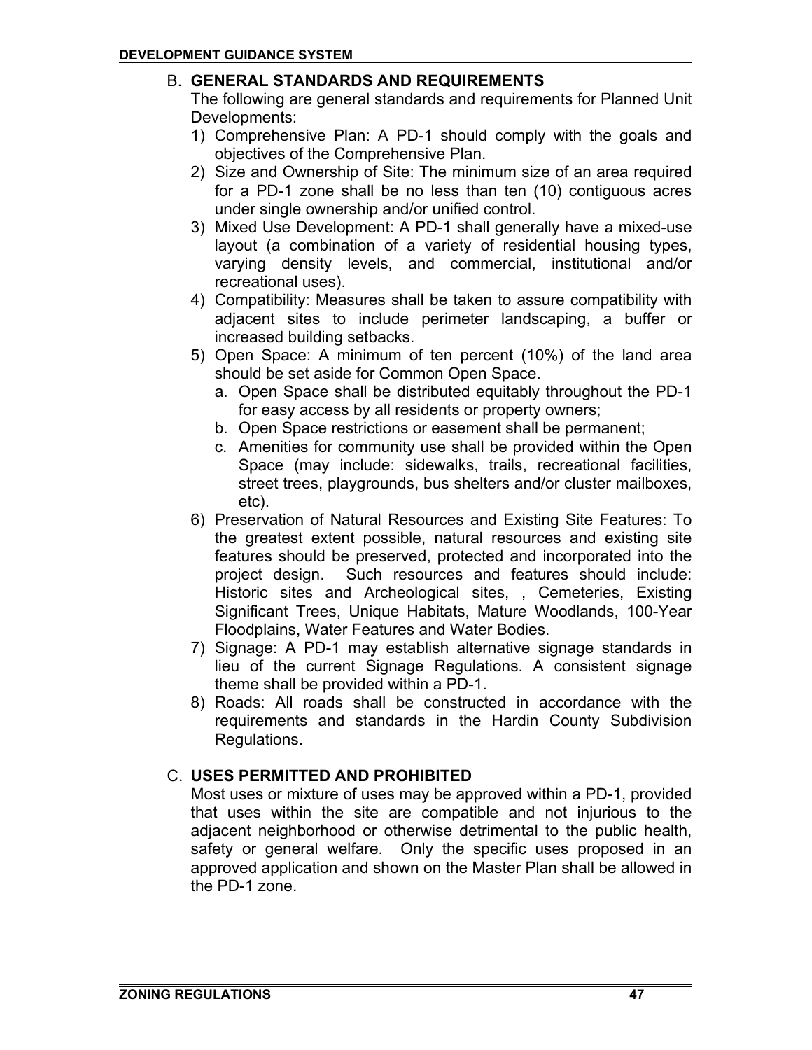## B. GENERAL STANDARDS AND REQUIREMENTS

The following are general standards and requirements for Planned Unit Developments:

1) Comprehensive Plan: A PD-1 should comply with the goals and objectives of the Comprehensive Plan.
2) Size and Ownership of Site: The minimum size of an area required for a PD-1 zone shall be no less than ten (10) contiguous acres under single ownership and/or unified control.
3) Mixed Use Development: A PD-1 shall generally have a mixed-use layout (a combination of a variety of residential housing types, varying density levels, and commercial, institutional and/or recreational uses).
4) Compatibility: Measures shall be taken to assure compatibility with adjacent sites to include perimeter landscaping, a buffer or increased building setbacks.
5) Open Space: A minimum of ten percent (10%) of the land area should be set aside for Common Open Space.
   a. Open Space shall be distributed equitably throughout the PD-1 for easy access by all residents or property owners;
   b. Open Space restrictions or easement shall be permanent;
   c. Amenities for community use shall be provided within the Open Space (may include: sidewalks, trails, recreational facilities, street trees, playgrounds, bus shelters and/or cluster mailboxes, etc).
6) Preservation of Natural Resources and Existing Site Features: To the greatest extent possible, natural resources and existing site features should be preserved, protected and incorporated into the project design. Such resources and features should include: Historic sites and Archeological sites, , Cemeteries, Existing Significant Trees, Unique Habitats, Mature Woodlands, 100-Year Floodplains, Water Features and Water Bodies.
7) Signage: A PD-1 may establish alternative signage standards in lieu of the current Signage Regulations. A consistent signage theme shall be provided within a PD-1.
8) Roads: All roads shall be constructed in accordance with the requirements and standards in the Hardin County Subdivision Regulations.

## C. USES PERMITTED AND PROHIBITED

Most uses or mixture of uses may be approved within a PD-1, provided that uses within the site are compatible and not injurious to the adjacent neighborhood or otherwise detrimental to the public health, safety or general welfare. Only the specific uses proposed in an approved application and shown on the Master Plan shall be allowed in the PD-1 zone.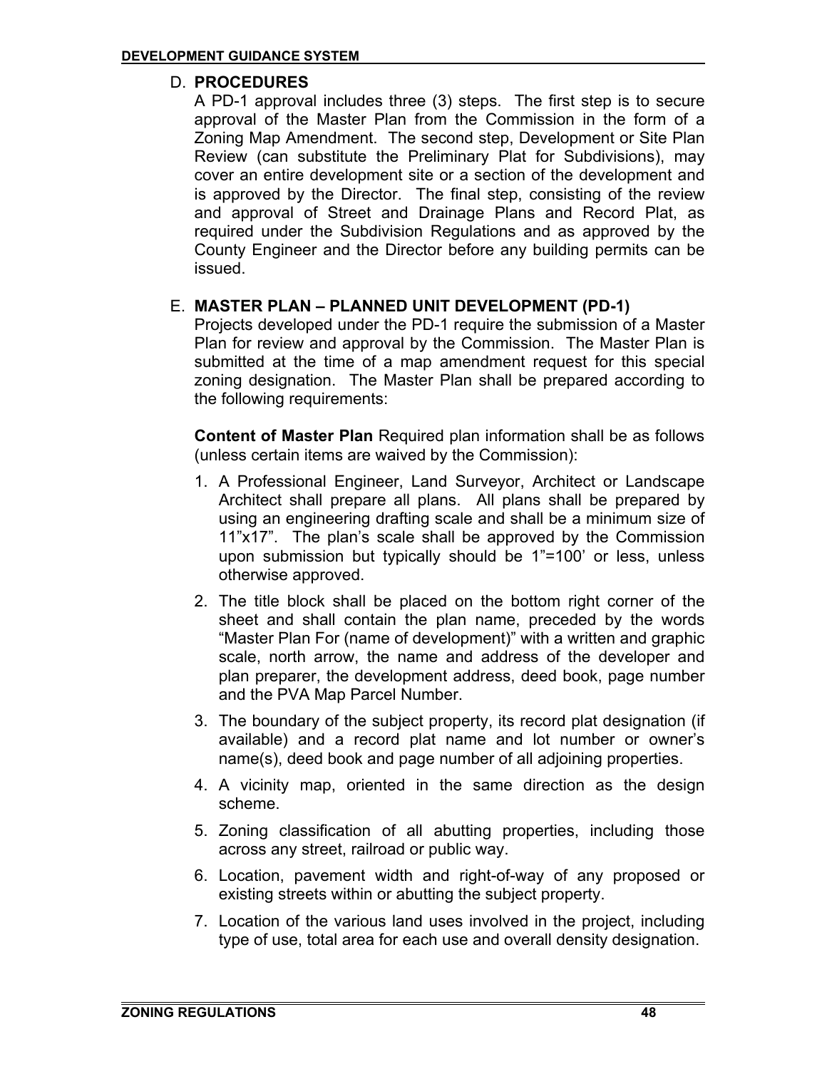## D. PROCEDURES

A PD-1 approval includes three (3) steps. The first step is to secure approval of the Master Plan from the Commission in the form of a Zoning Map Amendment. The second step, Development or Site Plan Review (can substitute the Preliminary Plat for Subdivisions), may cover an entire development site or a section of the development and is approved by the Director. The final step, consisting of the review and approval of Street and Drainage Plans and Record Plat, as required under the Subdivision Regulations and as approved by the County Engineer and the Director before any building permits can be issued.

## E. MASTER PLAN – PLANNED UNIT DEVELOPMENT (PD-1)

Projects developed under the PD-1 require the submission of a Master Plan for review and approval by the Commission. The Master Plan is submitted at the time of a map amendment request for this special zoning designation. The Master Plan shall be prepared according to the following requirements:

**Content of Master Plan** Required plan information shall be as follows (unless certain items are waived by the Commission):

1. A Professional Engineer, Land Surveyor, Architect or Landscape Architect shall prepare all plans. All plans shall be prepared by using an engineering drafting scale and shall be a minimum size of 11”x17”. The plan’s scale shall be approved by the Commission upon submission but typically should be 1”=100’ or less, unless otherwise approved.
2. The title block shall be placed on the bottom right corner of the sheet and shall contain the plan name, preceded by the words “Master Plan For (name of development)” with a written and graphic scale, north arrow, the name and address of the developer and plan preparer, the development address, deed book, page number and the PVA Map Parcel Number.
3. The boundary of the subject property, its record plat designation (if available) and a record plat name and lot number or owner’s name(s), deed book and page number of all adjoining properties.
4. A vicinity map, oriented in the same direction as the design scheme.
5. Zoning classification of all abutting properties, including those across any street, railroad or public way.
6. Location, pavement width and right-of-way of any proposed or existing streets within or abutting the subject property.
7. Location of the various land uses involved in the project, including type of use, total area for each use and overall density designation.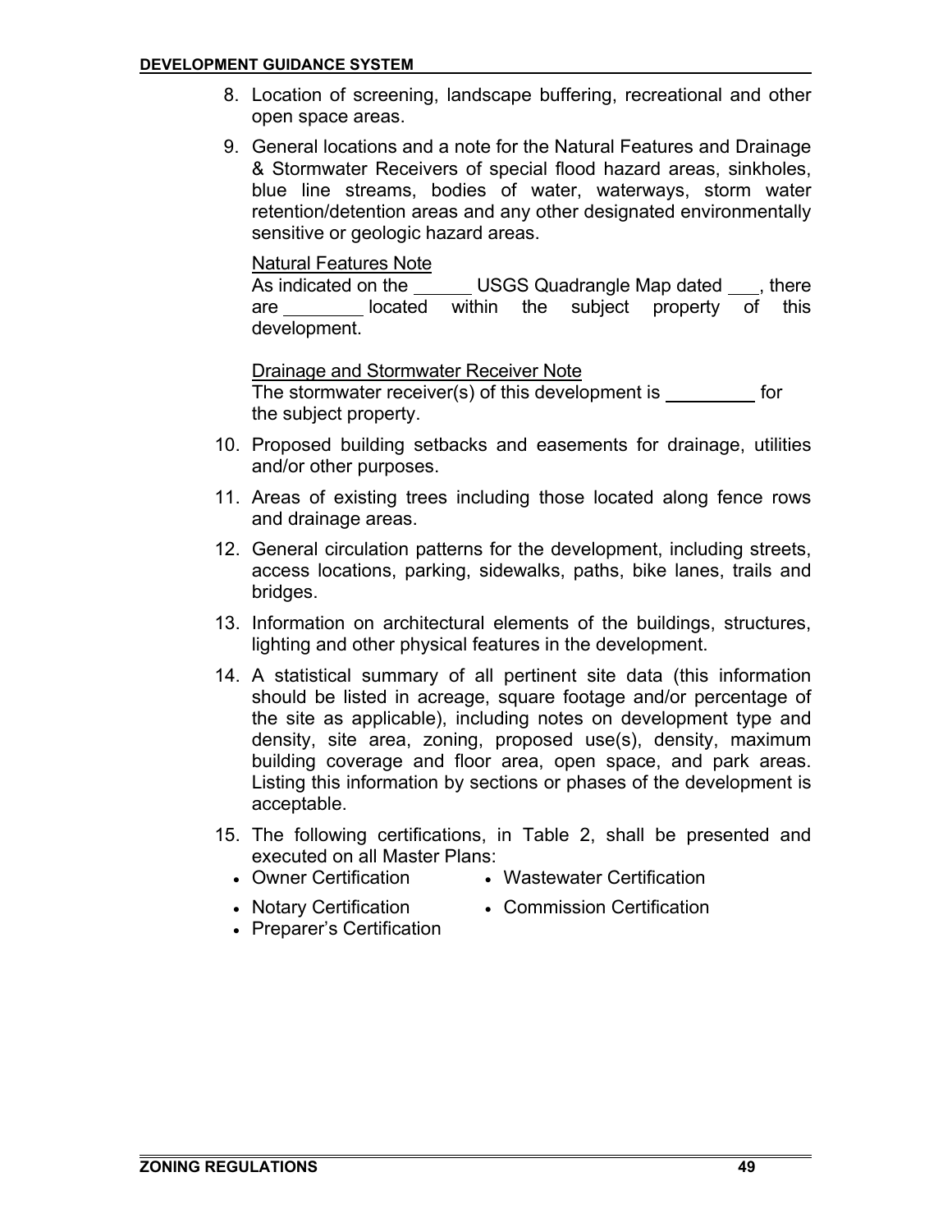8. Location of screening, landscape buffering, recreational and other open space areas.

9. General locations and a note for the Natural Features and Drainage & Stormwater Receivers of special flood hazard areas, sinkholes, blue line streams, bodies of water, waterways, storm water retention/detention areas and any other designated environmentally sensitive or geologic hazard areas.

   Natural Features Note
   As indicated on the ______ USGS Quadrangle Map dated ___, there are ________ located within the subject property of this development.

   Drainage and Stormwater Receiver Note
   The stormwater receiver(s) of this development is _________ for the subject property.

10. Proposed building setbacks and easements for drainage, utilities and/or other purposes.

11. Areas of existing trees including those located along fence rows and drainage areas.

12. General circulation patterns for the development, including streets, access locations, parking, sidewalks, paths, bike lanes, trails and bridges.

13. Information on architectural elements of the buildings, structures, lighting and other physical features in the development.

14. A statistical summary of all pertinent site data (this information should be listed in acreage, square footage and/or percentage of the site as applicable), including notes on development type and density, site area, zoning, proposed use(s), density, maximum building coverage and floor area, open space, and park areas. Listing this information by sections or phases of the development is acceptable.

15. The following certifications, in Table 2, shall be presented and executed on all Master Plans:
    - Owner Certification
    - Notary Certification
    - Preparer's Certification
    - Wastewater Certification
    - Commission Certification